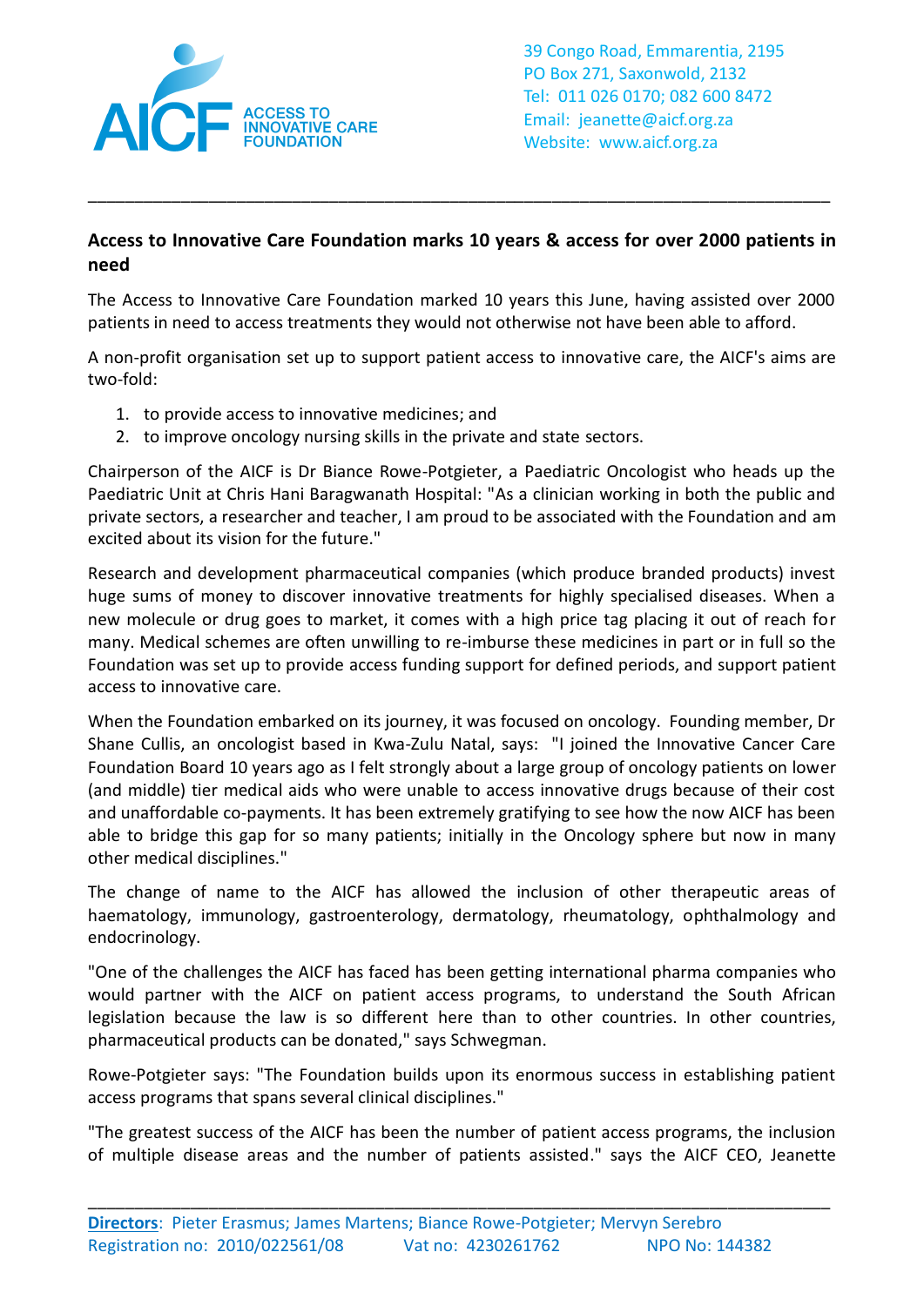ACCESS TO INNOVATIVE CARE FOUNDATION

39 Congo Road, Emmarentia, 2195
PO Box 271, Saxonwold, 2132
Tel: 011 026 0170; 082 600 8472
Email: jeanette@aicf.org.za
Website: www.aicf.org.za

---

**Access to Innovative Care Foundation marks 10 years & access for over 2000 patients in need**

The Access to Innovative Care Foundation marked 10 years this June, having assisted over 2000 patients in need to access treatments they would not otherwise not have been able to afford.

A non-profit organisation set up to support patient access to innovative care, the AICF's aims are two-fold:

1. to provide access to innovative medicines; and
2. to improve oncology nursing skills in the private and state sectors.

Chairperson of the AICF is Dr Biance Rowe-Potgieter, a Paediatric Oncologist who heads up the Paediatric Unit at Chris Hani Baragwanath Hospital: "As a clinician working in both the public and private sectors, a researcher and teacher, I am proud to be associated with the Foundation and am excited about its vision for the future."

Research and development pharmaceutical companies (which produce branded products) invest huge sums of money to discover innovative treatments for highly specialised diseases. When a new molecule or drug goes to market, it comes with a high price tag placing it out of reach for many. Medical schemes are often unwilling to re-imburse these medicines in part or in full so the Foundation was set up to provide access funding support for defined periods, and support patient access to innovative care.

When the Foundation embarked on its journey, it was focused on oncology. Founding member, Dr Shane Cullis, an oncologist based in Kwa-Zulu Natal, says: "I joined the Innovative Cancer Care Foundation Board 10 years ago as I felt strongly about a large group of oncology patients on lower (and middle) tier medical aids who were unable to access innovative drugs because of their cost and unaffordable co-payments. It has been extremely gratifying to see how the now AICF has been able to bridge this gap for so many patients; initially in the Oncology sphere but now in many other medical disciplines."

The change of name to the AICF has allowed the inclusion of other therapeutic areas of haematology, immunology, gastroenterology, dermatology, rheumatology, ophthalmology and endocrinology.

"One of the challenges the AICF has faced has been getting international pharma companies who would partner with the AICF on patient access programs, to understand the South African legislation because the law is so different here than to other countries. In other countries, pharmaceutical products can be donated," says Schwegman.

Rowe-Potgieter says: "The Foundation builds upon its enormous success in establishing patient access programs that spans several clinical disciplines."

"The greatest success of the AICF has been the number of patient access programs, the inclusion of multiple disease areas and the number of patients assisted." says the AICF CEO, Jeanette

---

**Directors**: Pieter Erasmus; James Martens; Biance Rowe-Potgieter; Mervyn Serebro
Registration no: 2010/022561/08 Vat no: 4230261762 NPO No: 144382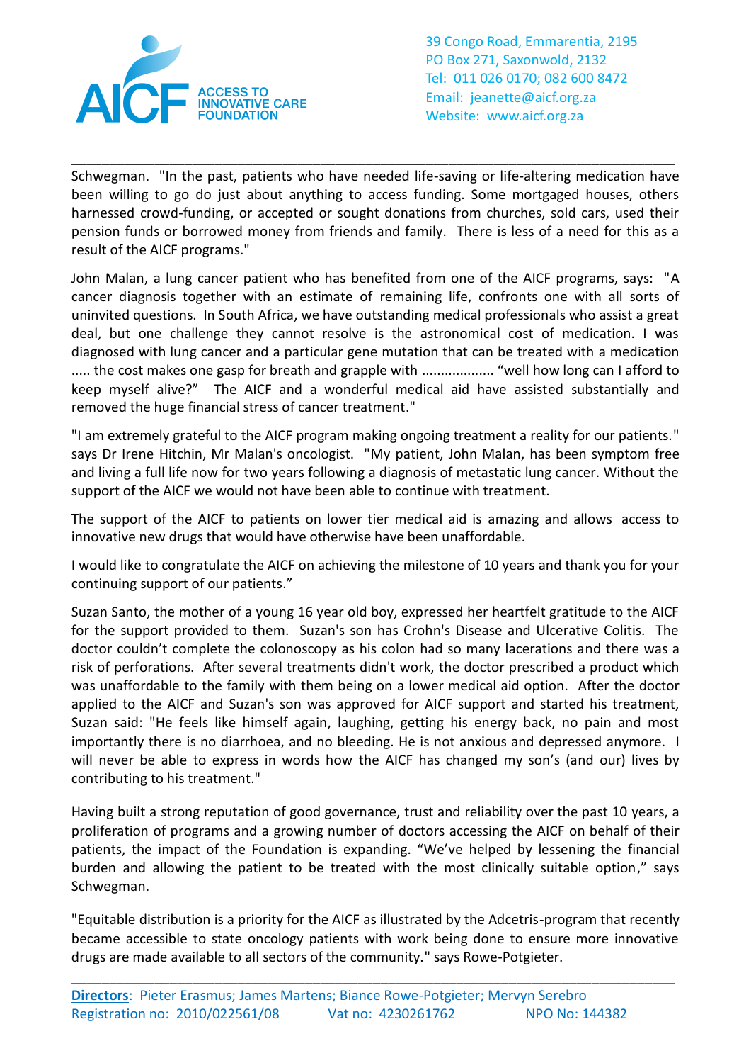Schwegman. "In the past, patients who have needed life-saving or life-altering medication have been willing to go do just about anything to access funding. Some mortgaged houses, others harnessed crowd-funding, or accepted or sought donations from churches, sold cars, used their pension funds or borrowed money from friends and family. There is less of a need for this as a result of the AICF programs."

John Malan, a lung cancer patient who has benefited from one of the AICF programs, says: "A cancer diagnosis together with an estimate of remaining life, confronts one with all sorts of uninvited questions. In South Africa, we have outstanding medical professionals who assist a great deal, but one challenge they cannot resolve is the astronomical cost of medication. I was diagnosed with lung cancer and a particular gene mutation that can be treated with a medication ..... the cost makes one gasp for breath and grapple with .................. "well how long can I afford to keep myself alive?" The AICF and a wonderful medical aid have assisted substantially and removed the huge financial stress of cancer treatment."

"I am extremely grateful to the AICF program making ongoing treatment a reality for our patients." says Dr Irene Hitchin, Mr Malan's oncologist. "My patient, John Malan, has been symptom free and living a full life now for two years following a diagnosis of metastatic lung cancer. Without the support of the AICF we would not have been able to continue with treatment.

The support of the AICF to patients on lower tier medical aid is amazing and allows access to innovative new drugs that would have otherwise have been unaffordable.

I would like to congratulate the AICF on achieving the milestone of 10 years and thank you for your continuing support of our patients."

Suzan Santo, the mother of a young 16 year old boy, expressed her heartfelt gratitude to the AICF for the support provided to them. Suzan's son has Crohn's Disease and Ulcerative Colitis. The doctor couldn't complete the colonoscopy as his colon had so many lacerations and there was a risk of perforations. After several treatments didn't work, the doctor prescribed a product which was unaffordable to the family with them being on a lower medical aid option. After the doctor applied to the AICF and Suzan's son was approved for AICF support and started his treatment, Suzan said: "He feels like himself again, laughing, getting his energy back, no pain and most importantly there is no diarrhoea, and no bleeding. He is not anxious and depressed anymore. I will never be able to express in words how the AICF has changed my son's (and our) lives by contributing to his treatment."

Having built a strong reputation of good governance, trust and reliability over the past 10 years, a proliferation of programs and a growing number of doctors accessing the AICF on behalf of their patients, the impact of the Foundation is expanding. "We've helped by lessening the financial burden and allowing the patient to be treated with the most clinically suitable option," says Schwegman.

"Equitable distribution is a priority for the AICF as illustrated by the Adcetris-program that recently became accessible to state oncology patients with work being done to ensure more innovative drugs are made available to all sectors of the community." says Rowe-Potgieter.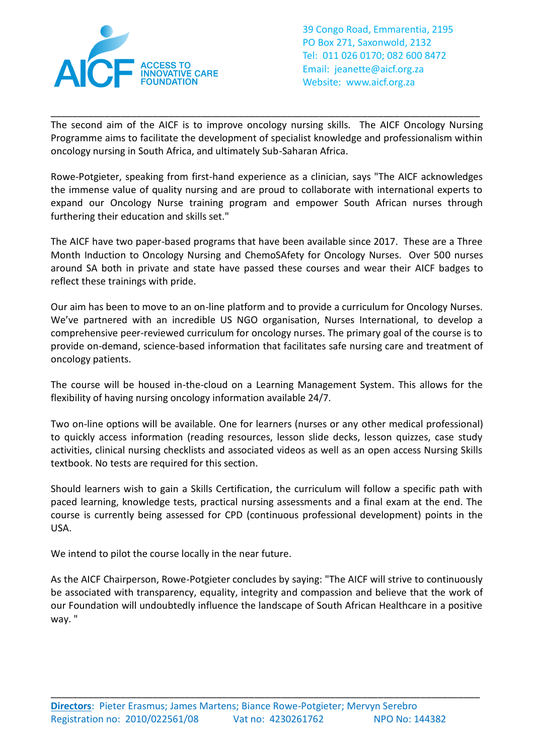The second aim of the AICF is to improve oncology nursing skills. The AICF Oncology Nursing Programme aims to facilitate the development of specialist knowledge and professionalism within oncology nursing in South Africa, and ultimately Sub-Saharan Africa.

Rowe-Potgieter, speaking from first-hand experience as a clinician, says "The AICF acknowledges the immense value of quality nursing and are proud to collaborate with international experts to expand our Oncology Nurse training program and empower South African nurses through furthering their education and skills set."

The AICF have two paper-based programs that have been available since 2017. These are a Three Month Induction to Oncology Nursing and ChemoSAfety for Oncology Nurses. Over 500 nurses around SA both in private and state have passed these courses and wear their AICF badges to reflect these trainings with pride.

Our aim has been to move to an on-line platform and to provide a curriculum for Oncology Nurses. We've partnered with an incredible US NGO organisation, Nurses International, to develop a comprehensive peer-reviewed curriculum for oncology nurses. The primary goal of the course is to provide on-demand, science-based information that facilitates safe nursing care and treatment of oncology patients.

The course will be housed in-the-cloud on a Learning Management System. This allows for the flexibility of having nursing oncology information available 24/7.

Two on-line options will be available. One for learners (nurses or any other medical professional) to quickly access information (reading resources, lesson slide decks, lesson quizzes, case study activities, clinical nursing checklists and associated videos as well as an open access Nursing Skills textbook. No tests are required for this section.

Should learners wish to gain a Skills Certification, the curriculum will follow a specific path with paced learning, knowledge tests, practical nursing assessments and a final exam at the end. The course is currently being assessed for CPD (continuous professional development) points in the USA.

We intend to pilot the course locally in the near future.

As the AICF Chairperson, Rowe-Potgieter concludes by saying: "The AICF will strive to continuously be associated with transparency, equality, integrity and compassion and believe that the work of our Foundation will undoubtedly influence the landscape of South African Healthcare in a positive way. "